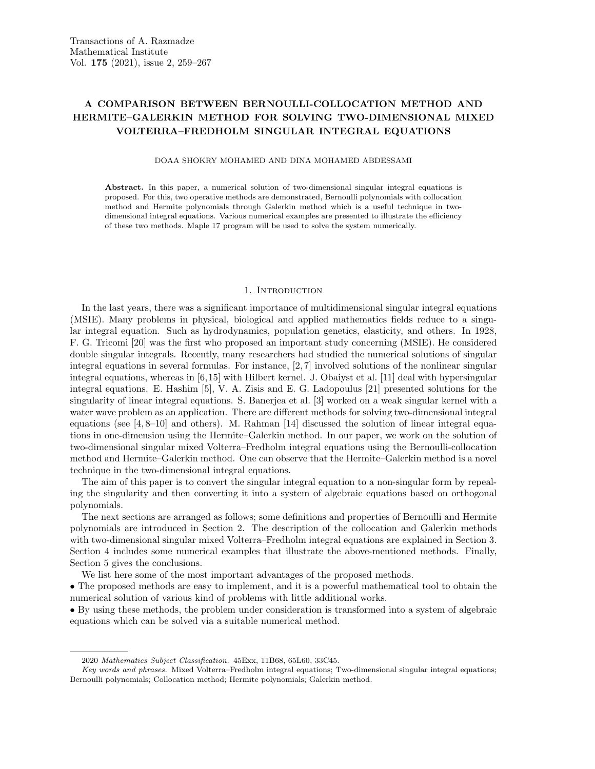# A COMPARISON BETWEEN BERNOULLI-COLLOCATION METHOD AND HERMITE–GALERKIN METHOD FOR SOLVING TWO-DIMENSIONAL MIXED VOLTERRA–FREDHOLM SINGULAR INTEGRAL EQUATIONS

DOAA SHOKRY MOHAMED AND DINA MOHAMED ABDESSAMI

**Abstract.** In this paper, a numerical solution of two-dimensional singular integral equations is proposed. For this, two operative methods are demonstrated, Bernoulli polynomials with collocation method and Hermite polynomials through Galerkin method which is a useful technique in two-dimensional integral equations. Various numerical examples are presented to illustrate the efficiency of these two methods. Maple 17 program will be used to solve the system numerically.

## 1. Introduction

In the last years, there was a significant importance of multidimensional singular integral equations (MSIE). Many problems in physical, biological and applied mathematics fields reduce to a singular integral equation. Such as hydrodynamics, population genetics, elasticity, and others. In 1928, F. G. Tricomi [20] was the first who proposed an important study concerning (MSIE). He considered double singular integrals. Recently, many researchers had studied the numerical solutions of singular integral equations in several formulas. For instance, [2, 7] involved solutions of the nonlinear singular integral equations, whereas in [6, 15] with Hilbert kernel. J. Obaiyst et al. [11] deal with hypersingular integral equations. E. Hashim [5], V. A. Zisis and E. G. Ladopoulus [21] presented solutions for the singularity of linear integral equations. S. Banerjea et al. [3] worked on a weak singular kernel with a water wave problem as an application. There are different methods for solving two-dimensional integral equations (see [4, 8–10] and others). M. Rahman [14] discussed the solution of linear integral equations in one-dimension using the Hermite–Galerkin method. In our paper, we work on the solution of two-dimensional singular mixed Volterra–Fredholm integral equations using the Bernoulli-collocation method and Hermite–Galerkin method. One can observe that the Hermite–Galerkin method is a novel technique in the two-dimensional integral equations.

The aim of this paper is to convert the singular integral equation to a non-singular form by repealing the singularity and then converting it into a system of algebraic equations based on orthogonal polynomials.

The next sections are arranged as follows; some definitions and properties of Bernoulli and Hermite polynomials are introduced in Section 2. The description of the collocation and Galerkin methods with two-dimensional singular mixed Volterra–Fredholm integral equations are explained in Section 3. Section 4 includes some numerical examples that illustrate the above-mentioned methods. Finally, Section 5 gives the conclusions.

We list here some of the most important advantages of the proposed methods.

• The proposed methods are easy to implement, and it is a powerful mathematical tool to obtain the numerical solution of various kind of problems with little additional works.

• By using these methods, the problem under consideration is transformed into a system of algebraic equations which can be solved via a suitable numerical method.

---

2020 *Mathematics Subject Classification.* 45Exx, 11B68, 65L60, 33C45.

*Key words and phrases.* Mixed Volterra–Fredholm integral equations; Two-dimensional singular integral equations; Bernoulli polynomials; Collocation method; Hermite polynomials; Galerkin method.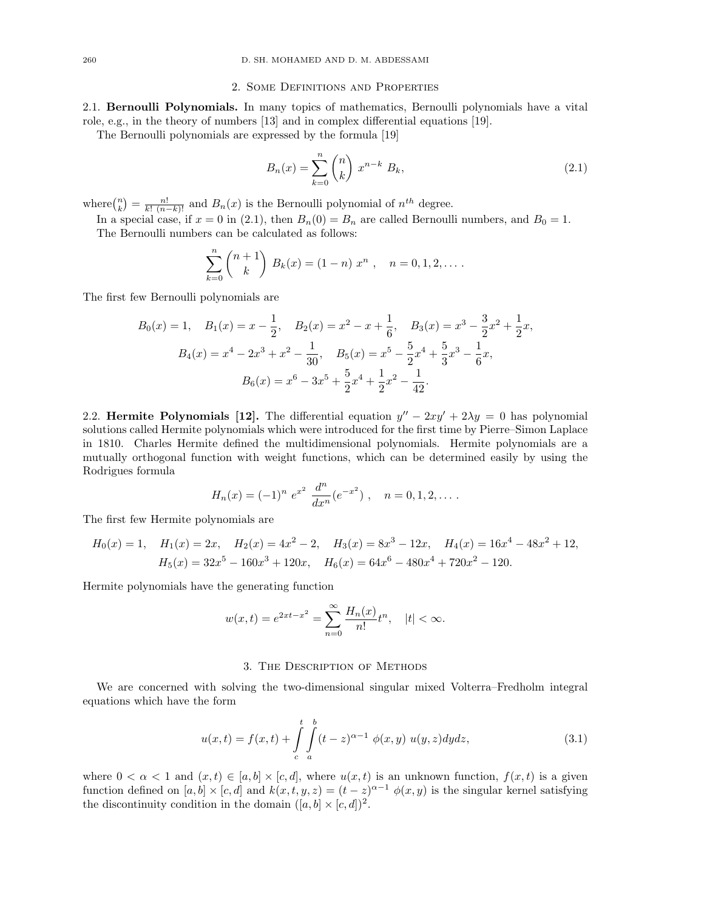## 2. Some Definitions and Properties

2.1. **Bernoulli Polynomials.** In many topics of mathematics, Bernoulli polynomials have a vital role, e.g., in the theory of numbers [13] and in complex differential equations [19].

The Bernoulli polynomials are expressed by the formula [19]

$$B_n(x) = \sum_{k=0}^{n} \binom{n}{k} \; x^{n-k} \; B_k, \tag{2.1}$$

where $\binom{n}{k} = \frac{n!}{k! \; (n-k)!}$ and $B_n(x)$ is the Bernoulli polynomial of $n^{th}$ degree.

In a special case, if $x = 0$ in (2.1), then $B_n(0) = B_n$ are called Bernoulli numbers, and $B_0 = 1$.

The Bernoulli numbers can be calculated as follows:

$$\sum_{k=0}^{n} \binom{n+1}{k} \; B_k(x) = (1-n) \; x^n \;, \quad n = 0, 1, 2, \ldots .$$

The first few Bernoulli polynomials are

$$B_0(x) = 1, \quad B_1(x) = x - \frac{1}{2}, \quad B_2(x) = x^2 - x + \frac{1}{6}, \quad B_3(x) = x^3 - \frac{3}{2}x^2 + \frac{1}{2}x,$$
$$B_4(x) = x^4 - 2x^3 + x^2 - \frac{1}{30}, \quad B_5(x) = x^5 - \frac{5}{2}x^4 + \frac{5}{3}x^3 - \frac{1}{6}x,$$
$$B_6(x) = x^6 - 3x^5 + \frac{5}{2}x^4 + \frac{1}{2}x^2 - \frac{1}{42}.$$

2.2. **Hermite Polynomials [12].** The differential equation $y'' - 2xy' + 2\lambda y = 0$ has polynomial solutions called Hermite polynomials which were introduced for the first time by Pierre–Simon Laplace in 1810. Charles Hermite defined the multidimensional polynomials. Hermite polynomials are a mutually orthogonal function with weight functions, which can be determined easily by using the Rodrigues formula

$$H_n(x) = (-1)^n \; e^{x^2} \; \frac{d^n}{dx^n}(e^{-x^2}) \;, \quad n = 0, 1, 2, \ldots .$$

The first few Hermite polynomials are

$$H_0(x) = 1, \quad H_1(x) = 2x, \quad H_2(x) = 4x^2 - 2, \quad H_3(x) = 8x^3 - 12x, \quad H_4(x) = 16x^4 - 48x^2 + 12,$$
$$H_5(x) = 32x^5 - 160x^3 + 120x, \quad H_6(x) = 64x^6 - 480x^4 + 720x^2 - 120.$$

Hermite polynomials have the generating function

$$w(x,t) = e^{2xt - x^2} = \sum_{n=0}^{\infty} \frac{H_n(x)}{n!} t^n, \quad |t| < \infty.$$

## 3. The Description of Methods

We are concerned with solving the two-dimensional singular mixed Volterra–Fredholm integral equations which have the form

$$u(x,t) = f(x,t) + \int_{c}^{t} \int_{a}^{b} (t-z)^{\alpha-1} \; \phi(x,y) \; u(y,z) dy dz, \tag{3.1}$$

where $0 < \alpha < 1$ and $(x,t) \in [a,b] \times [c,d]$, where $u(x,t)$ is an unknown function, $f(x,t)$ is a given function defined on $[a,b] \times [c,d]$ and $k(x,t,y,z) = (t-z)^{\alpha-1} \; \phi(x,y)$ is the singular kernel satisfying the discontinuity condition in the domain $([a,b] \times [c,d])^2$.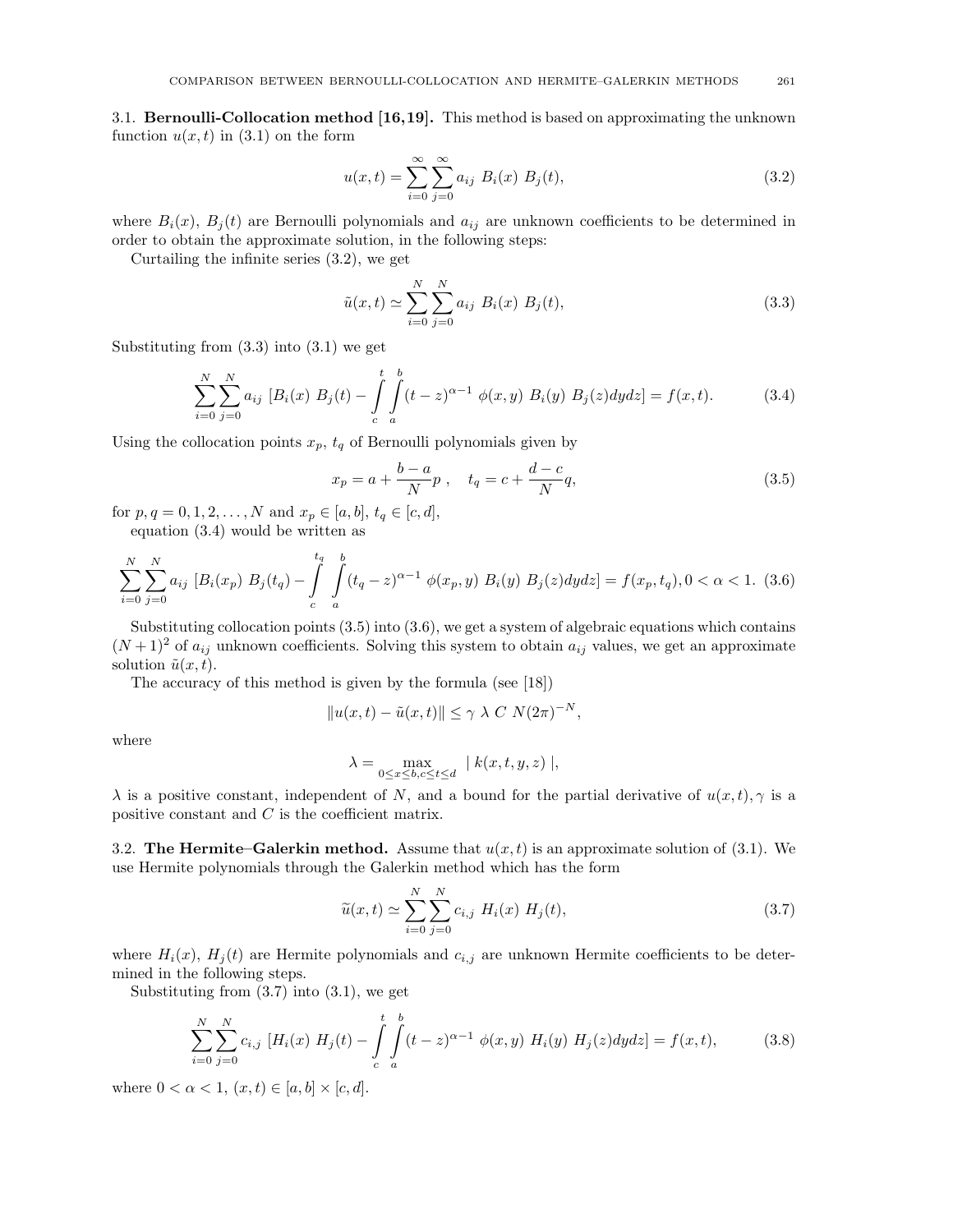### 3.1. **Bernoulli-Collocation method [16,19].**

This method is based on approximating the unknown function $u(x,t)$ in (3.1) on the form

$$u(x,t) = \sum_{i=0}^{\infty}\sum_{j=0}^{\infty} a_{ij}\ B_i(x)\ B_j(t), \tag{3.2}$$

where $B_i(x)$, $B_j(t)$ are Bernoulli polynomials and $a_{ij}$ are unknown coefficients to be determined in order to obtain the approximate solution, in the following steps:

Curtailing the infinite series (3.2), we get

$$\tilde{u}(x,t) \simeq \sum_{i=0}^{N}\sum_{j=0}^{N} a_{ij}\ B_i(x)\ B_j(t), \tag{3.3}$$

Substituting from (3.3) into (3.1) we get

$$\sum_{i=0}^{N}\sum_{j=0}^{N} a_{ij}\ [B_i(x)\ B_j(t) - \int_c^t \int_a^b (t-z)^{\alpha-1}\ \phi(x,y)\ B_i(y)\ B_j(z)dydz] = f(x,t). \tag{3.4}$$

Using the collocation points $x_p$, $t_q$ of Bernoulli polynomials given by

$$x_p = a + \frac{b-a}{N}p\ , \quad t_q = c + \frac{d-c}{N}q, \tag{3.5}$$

for $p,q = 0,1,2,\ldots,N$ and $x_p \in [a,b]$, $t_q \in [c,d]$,

equation (3.4) would be written as

$$\sum_{i=0}^{N}\sum_{j=0}^{N} a_{ij}\ [B_i(x_p)\ B_j(t_q) - \int_c^{t_q} \int_a^b (t_q-z)^{\alpha-1}\ \phi(x_p,y)\ B_i(y)\ B_j(z)dydz] = f(x_p,t_q), 0<\alpha<1. \tag{3.6}$$

Substituting collocation points (3.5) into (3.6), we get a system of algebraic equations which contains $(N+1)^2$ of $a_{ij}$ unknown coefficients. Solving this system to obtain $a_{ij}$ values, we get an approximate solution $\tilde{u}(x,t)$.

The accuracy of this method is given by the formula (see [18])

$$\|u(x,t) - \tilde{u}(x,t)\| \leq \gamma\ \lambda\ C\ N(2\pi)^{-N},$$

where

$$\lambda = \max_{0\leq x\leq b, c\leq t\leq d}\ |\ k(x,t,y,z)\ |,$$

$\lambda$ is a positive constant, independent of $N$, and a bound for the partial derivative of $u(x,t), \gamma$ is a positive constant and $C$ is the coefficient matrix.

### 3.2. **The Hermite–Galerkin method.**

Assume that $u(x,t)$ is an approximate solution of (3.1). We use Hermite polynomials through the Galerkin method which has the form

$$\widetilde{u}(x,t) \simeq \sum_{i=0}^{N}\sum_{j=0}^{N} c_{i,j}\ H_i(x)\ H_j(t), \tag{3.7}$$

where $H_i(x)$, $H_j(t)$ are Hermite polynomials and $c_{i,j}$ are unknown Hermite coefficients to be determined in the following steps.

Substituting from (3.7) into (3.1), we get

$$\sum_{i=0}^{N}\sum_{j=0}^{N} c_{i,j}\ [H_i(x)\ H_j(t) - \int_c^t \int_a^b (t-z)^{\alpha-1}\ \phi(x,y)\ H_i(y)\ H_j(z)dydz] = f(x,t), \tag{3.8}$$

where $0<\alpha<1$, $(x,t) \in [a,b]\times[c,d]$.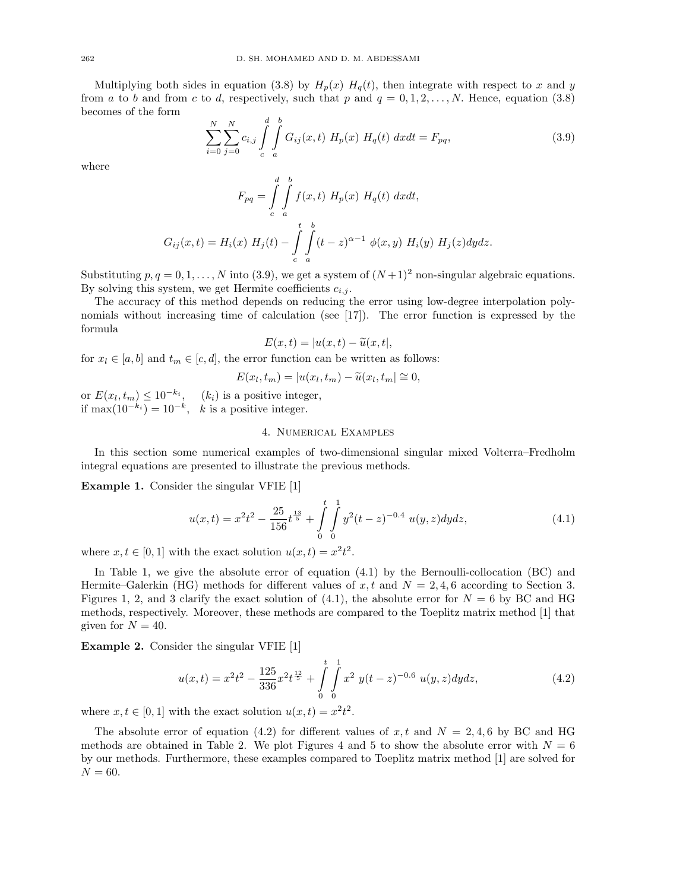Multiplying both sides in equation (3.8) by $H_p(x)\ H_q(t)$, then integrate with respect to $x$ and $y$ from $a$ to $b$ and from $c$ to $d$, respectively, such that $p$ and $q = 0, 1, 2, \ldots, N$. Hence, equation (3.8) becomes of the form

$$\sum_{i=0}^{N}\sum_{j=0}^{N} c_{i,j} \int_{c}^{d}\int_{a}^{b} G_{ij}(x,t)\ H_p(x)\ H_q(t)\ dxdt = F_{pq}, \tag{3.9}$$

where

$$F_{pq} = \int_{c}^{d}\int_{a}^{b} f(x,t)\ H_p(x)\ H_q(t)\ dxdt,$$

$$G_{ij}(x,t) = H_i(x)\ H_j(t) - \int_{c}^{t}\int_{a}^{b} (t-z)^{\alpha-1}\ \phi(x,y)\ H_i(y)\ H_j(z) dydz.$$

Substituting $p, q = 0, 1, \ldots, N$ into (3.9), we get a system of $(N+1)^2$ non-singular algebraic equations. By solving this system, we get Hermite coefficients $c_{i,j}$.

The accuracy of this method depends on reducing the error using low-degree interpolation polynomials without increasing time of calculation (see [17]). The error function is expressed by the formula

$$E(x,t) = |u(x,t) - \widetilde{u}(x,t|,$$

for $x_l \in [a,b]$ and $t_m \in [c,d]$, the error function can be written as follows:

$$E(x_l,t_m) = |u(x_l,t_m) - \widetilde{u}(x_l,t_m| \cong 0,$$

or $E(x_l,t_m) \leq 10^{-k_i}$, $\quad (k_i)$ is a positive integer,
if $\max(10^{-k_i}) = 10^{-k}$, $\quad k$ is a positive integer.

## 4. Numerical Examples

In this section some numerical examples of two-dimensional singular mixed Volterra–Fredholm integral equations are presented to illustrate the previous methods.

**Example 1.** Consider the singular VFIE [1]

$$u(x,t) = x^2t^2 - \frac{25}{156}t^{\frac{13}{5}} + \int_{0}^{t}\int_{0}^{1} y^2(t-z)^{-0.4}\ u(y,z)dydz, \tag{4.1}$$

where $x, t \in [0,1]$ with the exact solution $u(x,t) = x^2t^2$.

In Table 1, we give the absolute error of equation (4.1) by the Bernoulli-collocation (BC) and Hermite–Galerkin (HG) methods for different values of $x, t$ and $N = 2, 4, 6$ according to Section 3. Figures 1, 2, and 3 clarify the exact solution of (4.1), the absolute error for $N = 6$ by BC and HG methods, respectively. Moreover, these methods are compared to the Toeplitz matrix method [1] that given for $N = 40$.

**Example 2.** Consider the singular VFIE [1]

$$u(x,t) = x^2t^2 - \frac{125}{336}x^2t^{\frac{12}{5}} + \int_{0}^{t}\int_{0}^{1} x^2\ y(t-z)^{-0.6}\ u(y,z)dydz, \tag{4.2}$$

where $x, t \in [0,1]$ with the exact solution $u(x,t) = x^2t^2$.

The absolute error of equation (4.2) for different values of $x, t$ and $N = 2, 4, 6$ by BC and HG methods are obtained in Table 2. We plot Figures 4 and 5 to show the absolute error with $N = 6$ by our methods. Furthermore, these examples compared to Toeplitz matrix method [1] are solved for $N = 60$.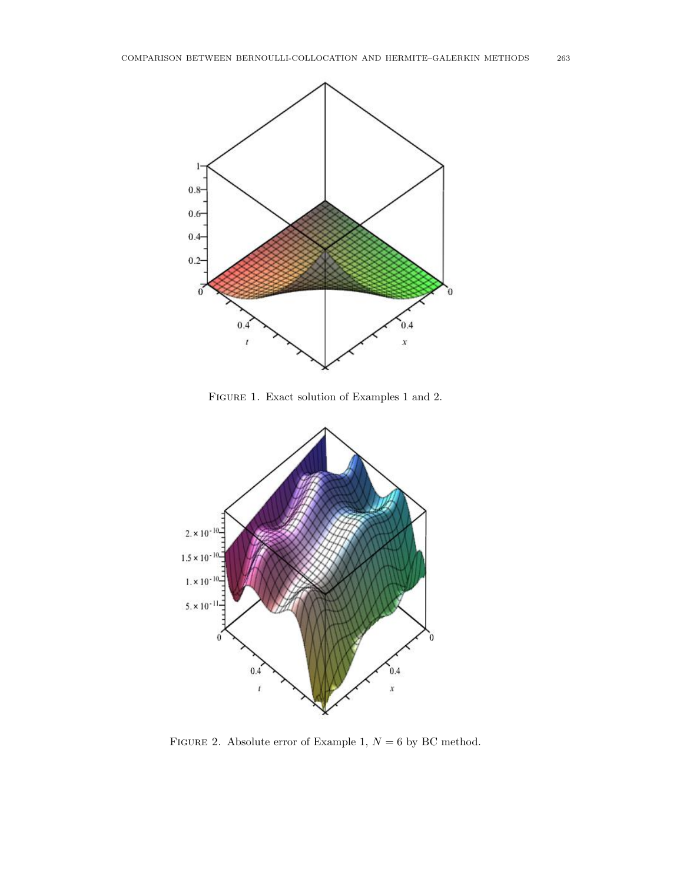Figure 1. Exact solution of Examples 1 and 2.

Figure 2. Absolute error of Example 1, $N = 6$ by BC method.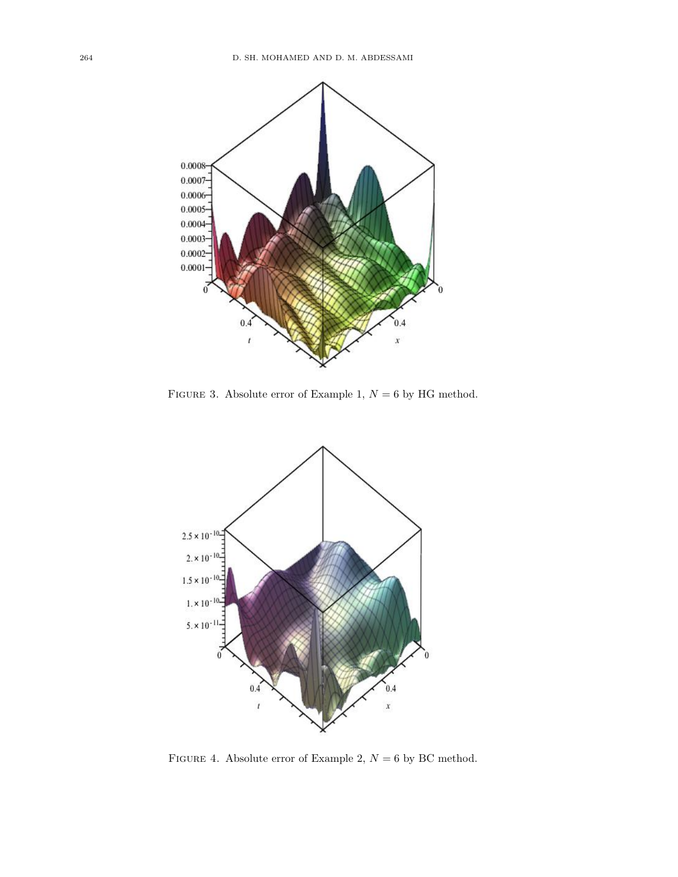Figure 3. Absolute error of Example 1, $N = 6$ by HG method.

Figure 4. Absolute error of Example 2, $N = 6$ by BC method.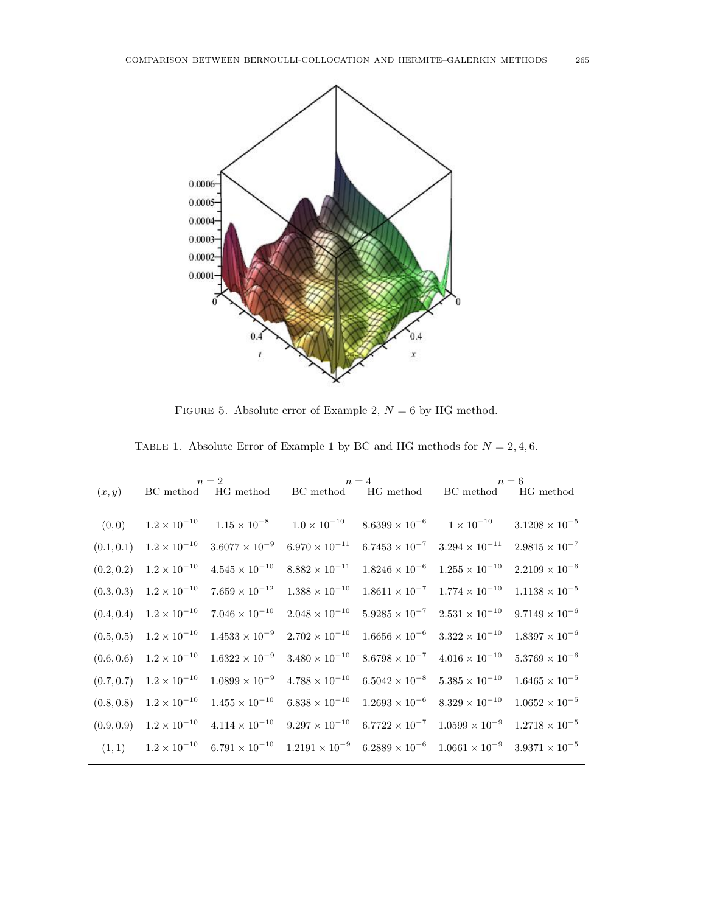FIGURE 5. Absolute error of Example 2, $N = 6$ by HG method.

TABLE 1. Absolute Error of Example 1 by BC and HG methods for $N = 2, 4, 6$.

| $(x, y)$ | $n = 2$ | | $n = 4$ | | $n = 6$ | |
|---|---|---|---|---|---|---|
| | BC method | HG method | BC method | HG method | BC method | HG method |
| $(0, 0)$ | $1.2 \times 10^{-10}$ | $1.15 \times 10^{-8}$ | $1.0 \times 10^{-10}$ | $8.6399 \times 10^{-6}$ | $1 \times 10^{-10}$ | $3.1208 \times 10^{-5}$ |
| $(0.1, 0.1)$ | $1.2 \times 10^{-10}$ | $3.6077 \times 10^{-9}$ | $6.970 \times 10^{-11}$ | $6.7453 \times 10^{-7}$ | $3.294 \times 10^{-11}$ | $2.9815 \times 10^{-7}$ |
| $(0.2, 0.2)$ | $1.2 \times 10^{-10}$ | $4.545 \times 10^{-10}$ | $8.882 \times 10^{-11}$ | $1.8246 \times 10^{-6}$ | $1.255 \times 10^{-10}$ | $2.2109 \times 10^{-6}$ |
| $(0.3, 0.3)$ | $1.2 \times 10^{-10}$ | $7.659 \times 10^{-12}$ | $1.388 \times 10^{-10}$ | $1.8611 \times 10^{-7}$ | $1.774 \times 10^{-10}$ | $1.1138 \times 10^{-5}$ |
| $(0.4, 0.4)$ | $1.2 \times 10^{-10}$ | $7.046 \times 10^{-10}$ | $2.048 \times 10^{-10}$ | $5.9285 \times 10^{-7}$ | $2.531 \times 10^{-10}$ | $9.7149 \times 10^{-6}$ |
| $(0.5, 0.5)$ | $1.2 \times 10^{-10}$ | $1.4533 \times 10^{-9}$ | $2.702 \times 10^{-10}$ | $1.6656 \times 10^{-6}$ | $3.322 \times 10^{-10}$ | $1.8397 \times 10^{-6}$ |
| $(0.6, 0.6)$ | $1.2 \times 10^{-10}$ | $1.6322 \times 10^{-9}$ | $3.480 \times 10^{-10}$ | $8.6798 \times 10^{-7}$ | $4.016 \times 10^{-10}$ | $5.3769 \times 10^{-6}$ |
| $(0.7, 0.7)$ | $1.2 \times 10^{-10}$ | $1.0899 \times 10^{-9}$ | $4.788 \times 10^{-10}$ | $6.5042 \times 10^{-8}$ | $5.385 \times 10^{-10}$ | $1.6465 \times 10^{-5}$ |
| $(0.8, 0.8)$ | $1.2 \times 10^{-10}$ | $1.455 \times 10^{-10}$ | $6.838 \times 10^{-10}$ | $1.2693 \times 10^{-6}$ | $8.329 \times 10^{-10}$ | $1.0652 \times 10^{-5}$ |
| $(0.9, 0.9)$ | $1.2 \times 10^{-10}$ | $4.114 \times 10^{-10}$ | $9.297 \times 10^{-10}$ | $6.7722 \times 10^{-7}$ | $1.0599 \times 10^{-9}$ | $1.2718 \times 10^{-5}$ |
| $(1, 1)$ | $1.2 \times 10^{-10}$ | $6.791 \times 10^{-10}$ | $1.2191 \times 10^{-9}$ | $6.2889 \times 10^{-6}$ | $1.0661 \times 10^{-9}$ | $3.9371 \times 10^{-5}$ |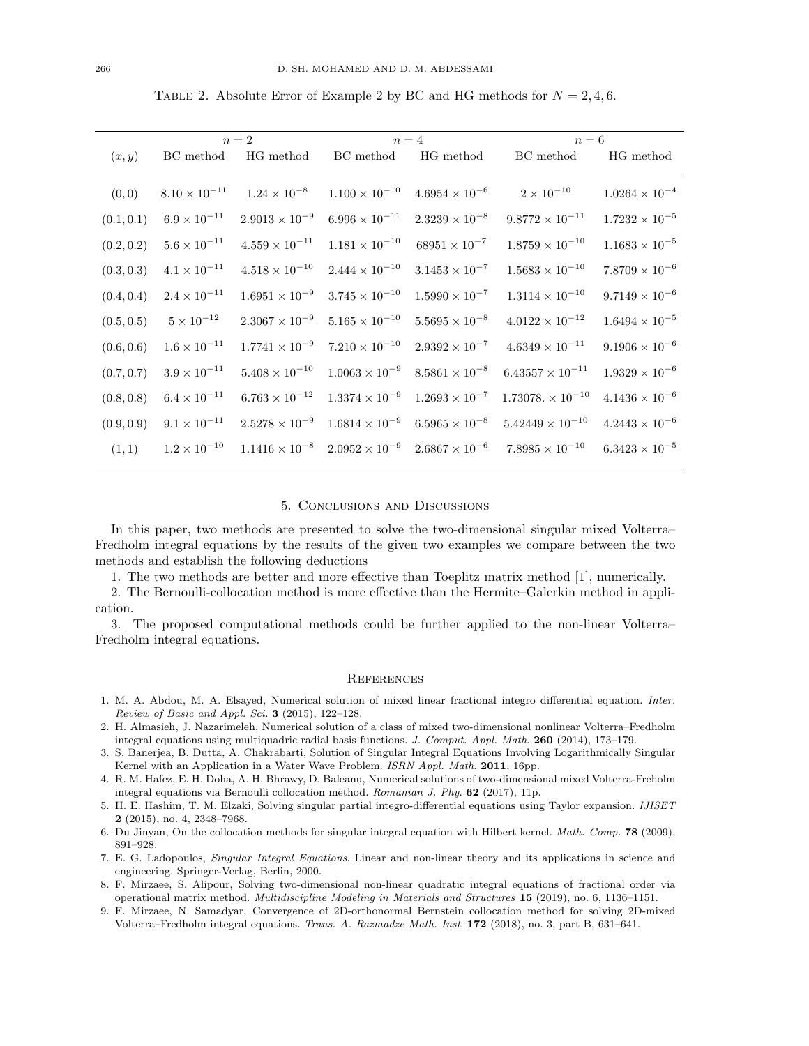Table 2. Absolute Error of Example 2 by BC and HG methods for $N = 2, 4, 6$.

| | $n = 2$ | | $n = 4$ | | $n = 6$ | |
|---|---|---|---|---|---|---|
| $(x, y)$ | BC method | HG method | BC method | HG method | BC method | HG method |
| $(0, 0)$ | $8.10 \times 10^{-11}$ | $1.24 \times 10^{-8}$ | $1.100 \times 10^{-10}$ | $4.6954 \times 10^{-6}$ | $2 \times 10^{-10}$ | $1.0264 \times 10^{-4}$ |
| $(0.1, 0.1)$ | $6.9 \times 10^{-11}$ | $2.9013 \times 10^{-9}$ | $6.996 \times 10^{-11}$ | $2.3239 \times 10^{-8}$ | $9.8772 \times 10^{-11}$ | $1.7232 \times 10^{-5}$ |
| $(0.2, 0.2)$ | $5.6 \times 10^{-11}$ | $4.559 \times 10^{-11}$ | $1.181 \times 10^{-10}$ | $68951 \times 10^{-7}$ | $1.8759 \times 10^{-10}$ | $1.1683 \times 10^{-5}$ |
| $(0.3, 0.3)$ | $4.1 \times 10^{-11}$ | $4.518 \times 10^{-10}$ | $2.444 \times 10^{-10}$ | $3.1453 \times 10^{-7}$ | $1.5683 \times 10^{-10}$ | $7.8709 \times 10^{-6}$ |
| $(0.4, 0.4)$ | $2.4 \times 10^{-11}$ | $1.6951 \times 10^{-9}$ | $3.745 \times 10^{-10}$ | $1.5990 \times 10^{-7}$ | $1.3114 \times 10^{-10}$ | $9.7149 \times 10^{-6}$ |
| $(0.5, 0.5)$ | $5 \times 10^{-12}$ | $2.3067 \times 10^{-9}$ | $5.165 \times 10^{-10}$ | $5.5695 \times 10^{-8}$ | $4.0122 \times 10^{-12}$ | $1.6494 \times 10^{-5}$ |
| $(0.6, 0.6)$ | $1.6 \times 10^{-11}$ | $1.7741 \times 10^{-9}$ | $7.210 \times 10^{-10}$ | $2.9392 \times 10^{-7}$ | $4.6349 \times 10^{-11}$ | $9.1906 \times 10^{-6}$ |
| $(0.7, 0.7)$ | $3.9 \times 10^{-11}$ | $5.408 \times 10^{-10}$ | $1.0063 \times 10^{-9}$ | $8.5861 \times 10^{-8}$ | $6.43557 \times 10^{-11}$ | $1.9329 \times 10^{-6}$ |
| $(0.8, 0.8)$ | $6.4 \times 10^{-11}$ | $6.763 \times 10^{-12}$ | $1.3374 \times 10^{-9}$ | $1.2693 \times 10^{-7}$ | $1.73078. \times 10^{-10}$ | $4.1436 \times 10^{-6}$ |
| $(0.9, 0.9)$ | $9.1 \times 10^{-11}$ | $2.5278 \times 10^{-9}$ | $1.6814 \times 10^{-9}$ | $6.5965 \times 10^{-8}$ | $5.42449 \times 10^{-10}$ | $4.2443 \times 10^{-6}$ |
| $(1, 1)$ | $1.2 \times 10^{-10}$ | $1.1416 \times 10^{-8}$ | $2.0952 \times 10^{-9}$ | $2.6867 \times 10^{-6}$ | $7.8985 \times 10^{-10}$ | $6.3423 \times 10^{-5}$ |

## 5. Conclusions and Discussions

In this paper, two methods are presented to solve the two-dimensional singular mixed Volterra–Fredholm integral equations by the results of the given two examples we compare between the two methods and establish the following deductions

1. The two methods are better and more effective than Toeplitz matrix method [1], numerically.

2. The Bernoulli-collocation method is more effective than the Hermite–Galerkin method in application.

3. The proposed computational methods could be further applied to the non-linear Volterra–Fredholm integral equations.

## References

1. M. A. Abdou, M. A. Elsayed, Numerical solution of mixed linear fractional integro differential equation. *Inter. Review of Basic and Appl. Sci.* **3** (2015), 122–128.
2. H. Almasieh, J. Nazarimeleh, Numerical solution of a class of mixed two-dimensional nonlinear Volterra–Fredholm integral equations using multiquadric radial basis functions. *J. Comput. Appl. Math.* **260** (2014), 173–179.
3. S. Banerjea, B. Dutta, A. Chakrabarti, Solution of Singular Integral Equations Involving Logarithmically Singular Kernel with an Application in a Water Wave Problem. *ISRN Appl. Math.* **2011**, 16pp.
4. R. M. Hafez, E. H. Doha, A. H. Bhrawy, D. Baleanu, Numerical solutions of two-dimensional mixed Volterra-Freholm integral equations via Bernoulli collocation method. *Romanian J. Phy.* **62** (2017), 11p.
5. H. E. Hashim, T. M. Elzaki, Solving singular partial integro-differential equations using Taylor expansion. *IJISET* **2** (2015), no. 4, 2348–7968.
6. Du Jinyan, On the collocation methods for singular integral equation with Hilbert kernel. *Math. Comp.* **78** (2009), 891–928.
7. E. G. Ladopoulos, *Singular Integral Equations*. Linear and non-linear theory and its applications in science and engineering. Springer-Verlag, Berlin, 2000.
8. F. Mirzaee, S. Alipour, Solving two-dimensional non-linear quadratic integral equations of fractional order via operational matrix method. *Multidiscipline Modeling in Materials and Structures* **15** (2019), no. 6, 1136–1151.
9. F. Mirzaee, N. Samadyar, Convergence of 2D-orthonormal Bernstein collocation method for solving 2D-mixed Volterra–Fredholm integral equations. *Trans. A. Razmadze Math. Inst.* **172** (2018), no. 3, part B, 631–641.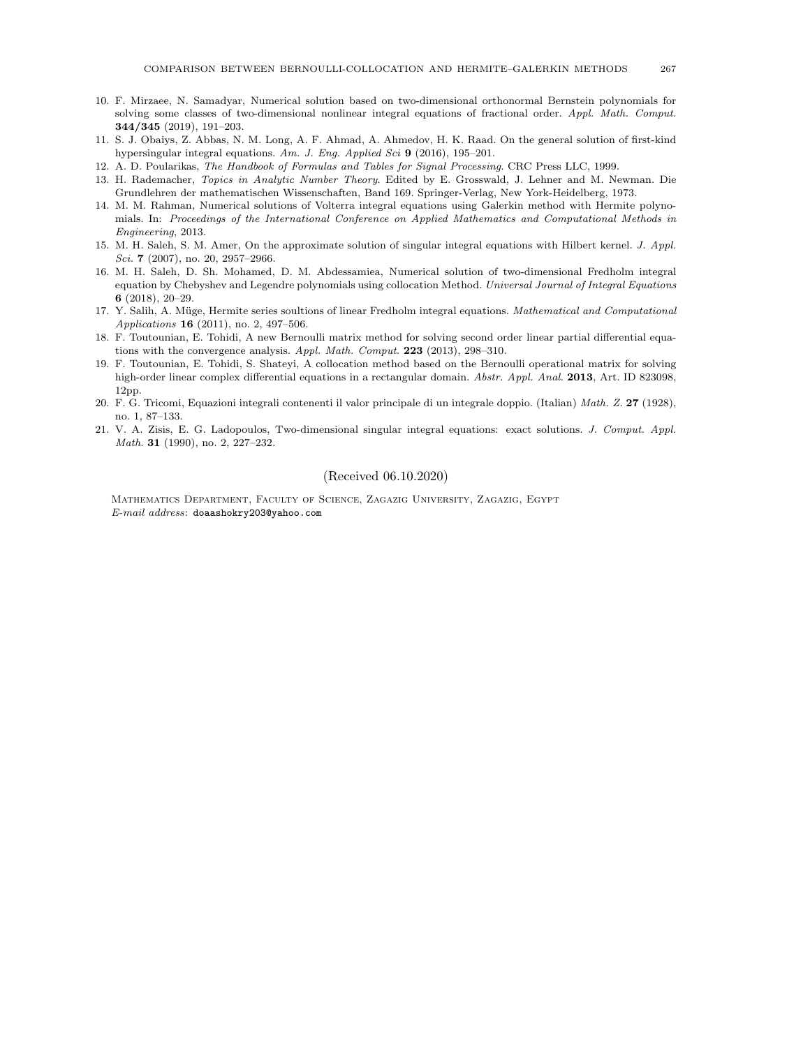10. F. Mirzaee, N. Samadyar, Numerical solution based on two-dimensional orthonormal Bernstein polynomials for solving some classes of two-dimensional nonlinear integral equations of fractional order. *Appl. Math. Comput.* **344/345** (2019), 191–203.
11. S. J. Obaiys, Z. Abbas, N. M. Long, A. F. Ahmad, A. Ahmedov, H. K. Raad. On the general solution of first-kind hypersingular integral equations. *Am. J. Eng. Applied Sci* **9** (2016), 195–201.
12. A. D. Poularikas, *The Handbook of Formulas and Tables for Signal Processing*. CRC Press LLC, 1999.
13. H. Rademacher, *Topics in Analytic Number Theory*. Edited by E. Grosswald, J. Lehner and M. Newman. Die Grundlehren der mathematischen Wissenschaften, Band 169. Springer-Verlag, New York-Heidelberg, 1973.
14. M. M. Rahman, Numerical solutions of Volterra integral equations using Galerkin method with Hermite polynomials. In: *Proceedings of the International Conference on Applied Mathematics and Computational Methods in Engineering*, 2013.
15. M. H. Saleh, S. M. Amer, On the approximate solution of singular integral equations with Hilbert kernel. *J. Appl. Sci.* **7** (2007), no. 20, 2957–2966.
16. M. H. Saleh, D. Sh. Mohamed, D. M. Abdessamiea, Numerical solution of two-dimensional Fredholm integral equation by Chebyshev and Legendre polynomials using collocation Method. *Universal Journal of Integral Equations* **6** (2018), 20–29.
17. Y. Salih, A. Müge, Hermite series soultions of linear Fredholm integral equations. *Mathematical and Computational Applications* **16** (2011), no. 2, 497–506.
18. F. Toutounian, E. Tohidi, A new Bernoulli matrix method for solving second order linear partial differential equations with the convergence analysis. *Appl. Math. Comput.* **223** (2013), 298–310.
19. F. Toutounian, E. Tohidi, S. Shateyi, A collocation method based on the Bernoulli operational matrix for solving high-order linear complex differential equations in a rectangular domain. *Abstr. Appl. Anal.* **2013**, Art. ID 823098, 12pp.
20. F. G. Tricomi, Equazioni integrali contenenti il valor principale di un integrale doppio. (Italian) *Math. Z.* **27** (1928), no. 1, 87–133.
21. V. A. Zisis, E. G. Ladopoulos, Two-dimensional singular integral equations: exact solutions. *J. Comput. Appl. Math.* **31** (1990), no. 2, 227–232.

(Received 06.10.2020)

Mathematics Department, Faculty of Science, Zagazig University, Zagazig, Egypt
*E-mail address*: doaashokry203@yahoo.com